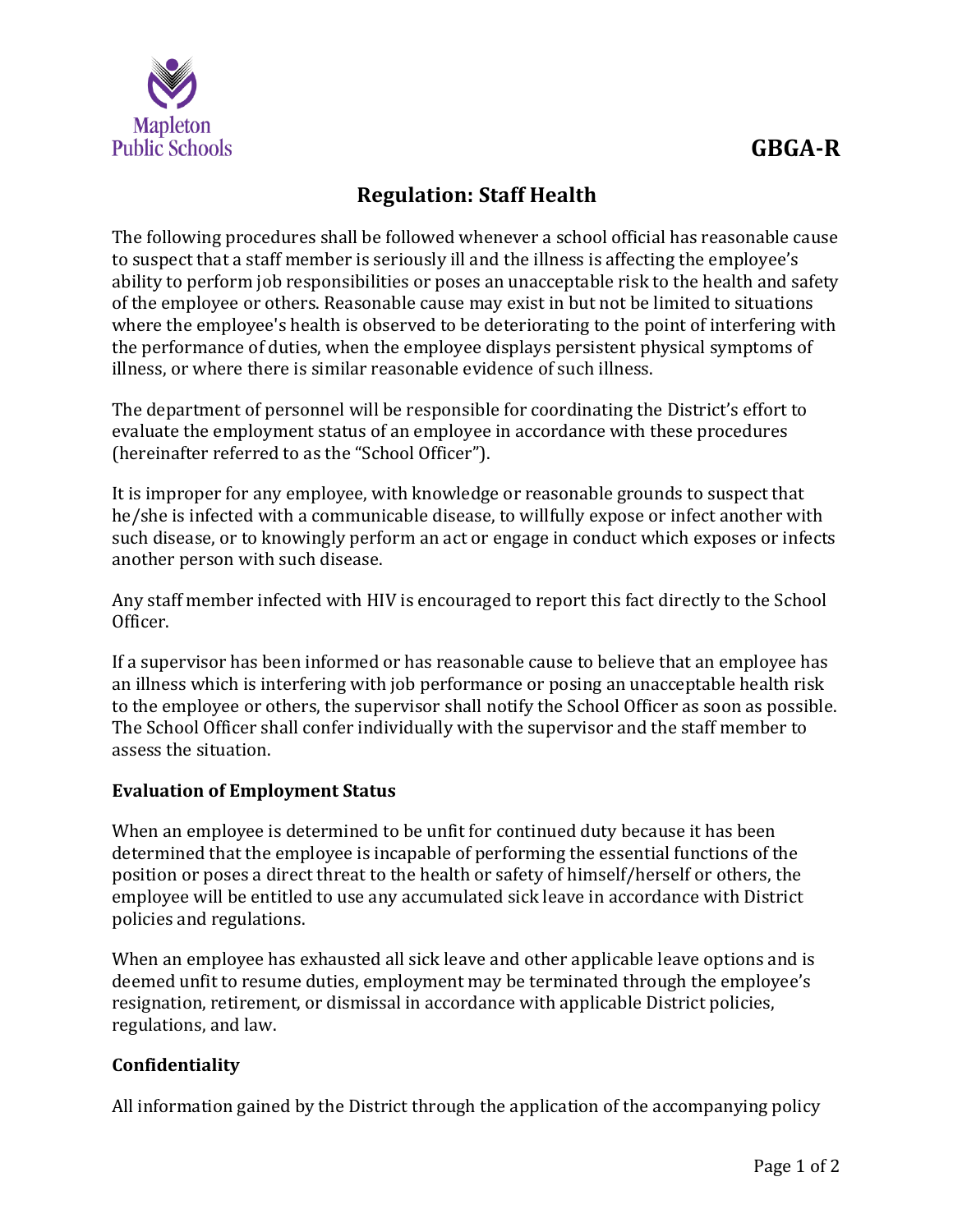Mapleton Public Schools

GBGA-R

# Regulation: Staff Health

The following procedures shall be followed whenever a school official has reasonable cause to suspect that a staff member is seriously ill and the illness is affecting the employee's ability to perform job responsibilities or poses an unacceptable risk to the health and safety of the employee or others. Reasonable cause may exist in but not be limited to situations where the employee's health is observed to be deteriorating to the point of interfering with the performance of duties, when the employee displays persistent physical symptoms of illness, or where there is similar reasonable evidence of such illness.

The department of personnel will be responsible for coordinating the District's effort to evaluate the employment status of an employee in accordance with these procedures (hereinafter referred to as the "School Officer").

It is improper for any employee, with knowledge or reasonable grounds to suspect that he/she is infected with a communicable disease, to willfully expose or infect another with such disease, or to knowingly perform an act or engage in conduct which exposes or infects another person with such disease.

Any staff member infected with HIV is encouraged to report this fact directly to the School Officer.

If a supervisor has been informed or has reasonable cause to believe that an employee has an illness which is interfering with job performance or posing an unacceptable health risk to the employee or others, the supervisor shall notify the School Officer as soon as possible. The School Officer shall confer individually with the supervisor and the staff member to assess the situation.

## Evaluation of Employment Status

When an employee is determined to be unfit for continued duty because it has been determined that the employee is incapable of performing the essential functions of the position or poses a direct threat to the health or safety of himself/herself or others, the employee will be entitled to use any accumulated sick leave in accordance with District policies and regulations.

When an employee has exhausted all sick leave and other applicable leave options and is deemed unfit to resume duties, employment may be terminated through the employee's resignation, retirement, or dismissal in accordance with applicable District policies, regulations, and law.

## Confidentiality

All information gained by the District through the application of the accompanying policy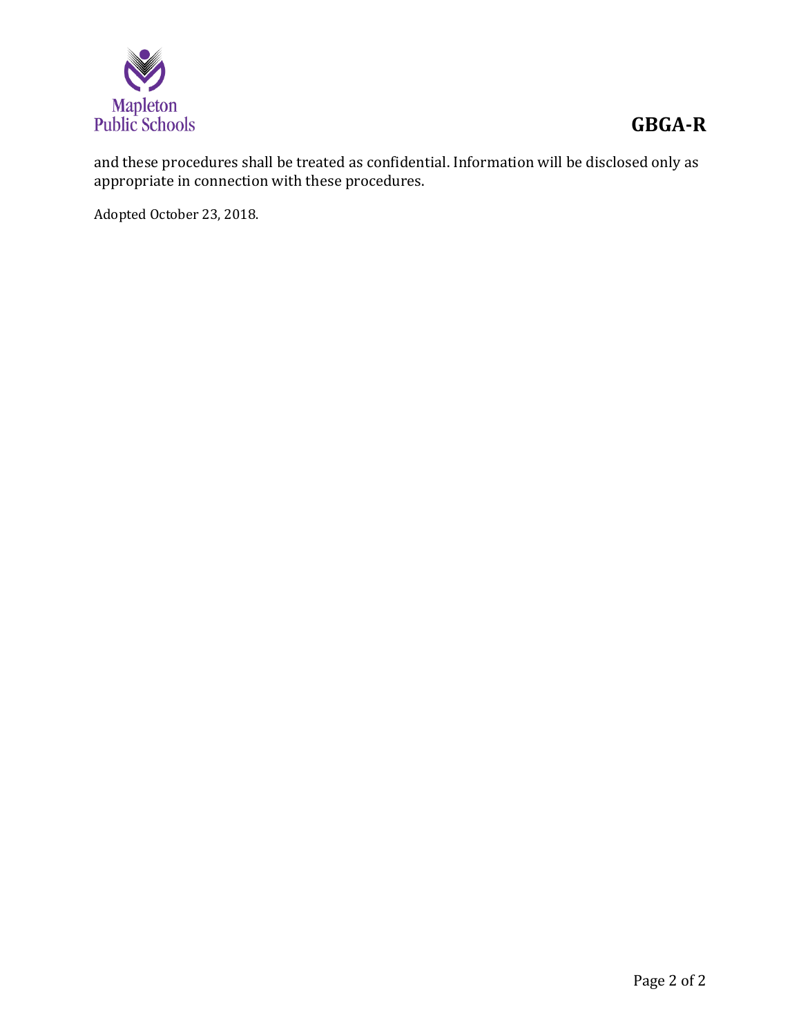and these procedures shall be treated as confidential. Information will be disclosed only as appropriate in connection with these procedures.

Adopted October 23, 2018.